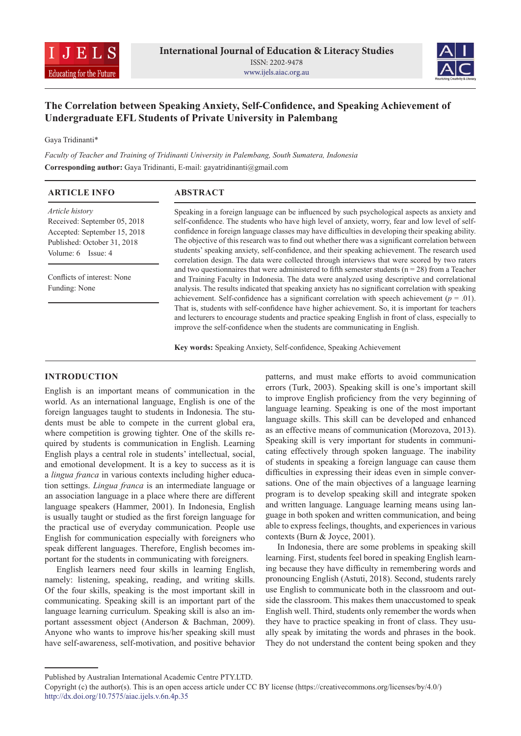# The Correlation between Speaking Anxiety, Self-Confidence, and Speaking Achievement of Undergraduate EFL Students of Private University in Palembang

Gaya Tridinanti*

*Faculty of Teacher and Training of Tridinanti University in Palembang, South Sumatera, Indonesia*

**Corresponding author:** Gaya Tridinanti, E-mail: gayatridinanti@gmail.com

## ARTICLE INFO

*Article history*
Received: September 05, 2018
Accepted: September 15, 2018
Published: October 31, 2018
Volume: 6 Issue: 4

Conflicts of interest: None
Funding: None

## ABSTRACT

Speaking in a foreign language can be influenced by such psychological aspects as anxiety and self-confidence. The students who have high level of anxiety, worry, fear and low level of self-confidence in foreign language classes may have difficulties in developing their speaking ability. The objective of this research was to find out whether there was a significant correlation between students' speaking anxiety, self-confidence, and their speaking achievement. The research used correlation design. The data were collected through interviews that were scored by two raters and two questionnaires that were administered to fifth semester students ($n = 28$) from a Teacher and Training Faculty in Indonesia. The data were analyzed using descriptive and correlational analysis. The results indicated that speaking anxiety has no significant correlation with speaking achievement. Self-confidence has a significant correlation with speech achievement ($p = .01$). That is, students with self-confidence have higher achievement. So, it is important for teachers and lecturers to encourage students and practice speaking English in front of class, especially to improve the self-confidence when the students are communicating in English.

**Key words:** Speaking Anxiety, Self-confidence, Speaking Achievement

## INTRODUCTION

English is an important means of communication in the world. As an international language, English is one of the foreign languages taught to students in Indonesia. The students must be able to compete in the current global era, where competition is growing tighter. One of the skills required by students is communication in English. Learning English plays a central role in students' intellectual, social, and emotional development. It is a key to success as it is a *lingua franca* in various contexts including higher education settings. *Lingua franca* is an intermediate language or an association language in a place where there are different language speakers (Hammer, 2001). In Indonesia, English is usually taught or studied as the first foreign language for the practical use of everyday communication. People use English for communication especially with foreigners who speak different languages. Therefore, English becomes important for the students in communicating with foreigners.

English learners need four skills in learning English, namely: listening, speaking, reading, and writing skills. Of the four skills, speaking is the most important skill in communicating. Speaking skill is an important part of the language learning curriculum. Speaking skill is also an important assessment object (Anderson & Bachman, 2009). Anyone who wants to improve his/her speaking skill must have self-awareness, self-motivation, and positive behavior patterns, and must make efforts to avoid communication errors (Turk, 2003). Speaking skill is one's important skill to improve English proficiency from the very beginning of language learning. Speaking is one of the most important language skills. This skill can be developed and enhanced as an effective means of communication (Morozova, 2013). Speaking skill is very important for students in communicating effectively through spoken language. The inability of students in speaking a foreign language can cause them difficulties in expressing their ideas even in simple conversations. One of the main objectives of a language learning program is to develop speaking skill and integrate spoken and written language. Language learning means using language in both spoken and written communication, and being able to express feelings, thoughts, and experiences in various contexts (Burn & Joyce, 2001).

In Indonesia, there are some problems in speaking skill learning. First, students feel bored in speaking English learning because they have difficulty in remembering words and pronouncing English (Astuti, 2018). Second, students rarely use English to communicate both in the classroom and outside the classroom. This makes them unaccustomed to speak English well. Third, students only remember the words when they have to practice speaking in front of class. They usually speak by imitating the words and phrases in the book. They do not understand the content being spoken and they

Published by Australian International Academic Centre PTY.LTD.
Copyright (c) the author(s). This is an open access article under CC BY license (https://creativecommons.org/licenses/by/4.0/)
http://dx.doi.org/10.7575/aiac.ijels.v.6n.4p.35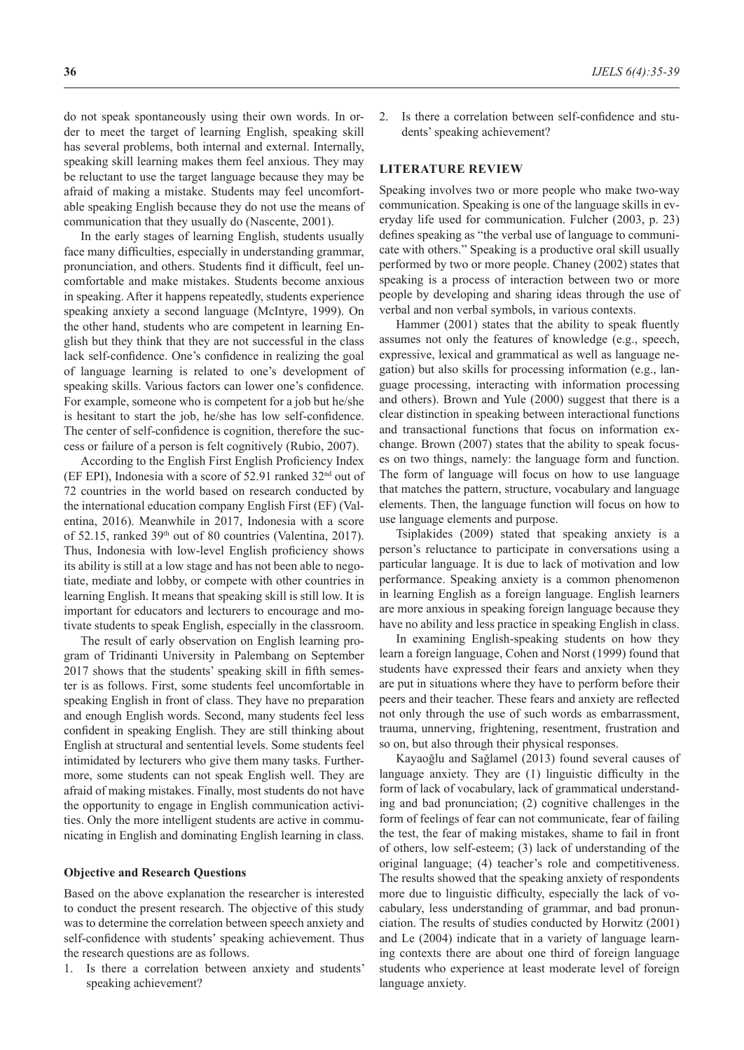do not speak spontaneously using their own words. In order to meet the target of learning English, speaking skill has several problems, both internal and external. Internally, speaking skill learning makes them feel anxious. They may be reluctant to use the target language because they may be afraid of making a mistake. Students may feel uncomfortable speaking English because they do not use the means of communication that they usually do (Nascente, 2001).

In the early stages of learning English, students usually face many difficulties, especially in understanding grammar, pronunciation, and others. Students find it difficult, feel uncomfortable and make mistakes. Students become anxious in speaking. After it happens repeatedly, students experience speaking anxiety a second language (McIntyre, 1999). On the other hand, students who are competent in learning English but they think that they are not successful in the class lack self-confidence. One's confidence in realizing the goal of language learning is related to one's development of speaking skills. Various factors can lower one's confidence. For example, someone who is competent for a job but he/she is hesitant to start the job, he/she has low self-confidence. The center of self-confidence is cognition, therefore the success or failure of a person is felt cognitively (Rubio, 2007).

According to the English First English Proficiency Index (EF EPI), Indonesia with a score of 52.91 ranked 32nd out of 72 countries in the world based on research conducted by the international education company English First (EF) (Valentina, 2016). Meanwhile in 2017, Indonesia with a score of 52.15, ranked 39th out of 80 countries (Valentina, 2017). Thus, Indonesia with low-level English proficiency shows its ability is still at a low stage and has not been able to negotiate, mediate and lobby, or compete with other countries in learning English. It means that speaking skill is still low. It is important for educators and lecturers to encourage and motivate students to speak English, especially in the classroom.

The result of early observation on English learning program of Tridinanti University in Palembang on September 2017 shows that the students' speaking skill in fifth semester is as follows. First, some students feel uncomfortable in speaking English in front of class. They have no preparation and enough English words. Second, many students feel less confident in speaking English. They are still thinking about English at structural and sentential levels. Some students feel intimidated by lecturers who give them many tasks. Furthermore, some students can not speak English well. They are afraid of making mistakes. Finally, most students do not have the opportunity to engage in English communication activities. Only the more intelligent students are active in communicating in English and dominating English learning in class.

### Objective and Research Questions

Based on the above explanation the researcher is interested to conduct the present research. The objective of this study was to determine the correlation between speech anxiety and self-confidence with students' speaking achievement. Thus the research questions are as follows.

1. Is there a correlation between anxiety and students' speaking achievement?
2. Is there a correlation between self-confidence and students' speaking achievement?

## LITERATURE REVIEW

Speaking involves two or more people who make two-way communication. Speaking is one of the language skills in everyday life used for communication. Fulcher (2003, p. 23) defines speaking as "the verbal use of language to communicate with others." Speaking is a productive oral skill usually performed by two or more people. Chaney (2002) states that speaking is a process of interaction between two or more people by developing and sharing ideas through the use of verbal and non verbal symbols, in various contexts.

Hammer (2001) states that the ability to speak fluently assumes not only the features of knowledge (e.g., speech, expressive, lexical and grammatical as well as language negation) but also skills for processing information (e.g., language processing, interacting with information processing and others). Brown and Yule (2000) suggest that there is a clear distinction in speaking between interactional functions and transactional functions that focus on information exchange. Brown (2007) states that the ability to speak focuses on two things, namely: the language form and function. The form of language will focus on how to use language that matches the pattern, structure, vocabulary and language elements. Then, the language function will focus on how to use language elements and purpose.

Tsiplakides (2009) stated that speaking anxiety is a person's reluctance to participate in conversations using a particular language. It is due to lack of motivation and low performance. Speaking anxiety is a common phenomenon in learning English as a foreign language. English learners are more anxious in speaking foreign language because they have no ability and less practice in speaking English in class.

In examining English-speaking students on how they learn a foreign language, Cohen and Norst (1999) found that students have expressed their fears and anxiety when they are put in situations where they have to perform before their peers and their teacher. These fears and anxiety are reflected not only through the use of such words as embarrassment, trauma, unnerving, frightening, resentment, frustration and so on, but also through their physical responses.

Kayaoğlu and Sağlamel (2013) found several causes of language anxiety. They are (1) linguistic difficulty in the form of lack of vocabulary, lack of grammatical understanding and bad pronunciation; (2) cognitive challenges in the form of feelings of fear can not communicate, fear of failing the test, the fear of making mistakes, shame to fail in front of others, low self-esteem; (3) lack of understanding of the original language; (4) teacher's role and competitiveness. The results showed that the speaking anxiety of respondents more due to linguistic difficulty, especially the lack of vocabulary, less understanding of grammar, and bad pronunciation. The results of studies conducted by Horwitz (2001) and Le (2004) indicate that in a variety of language learning contexts there are about one third of foreign language students who experience at least moderate level of foreign language anxiety.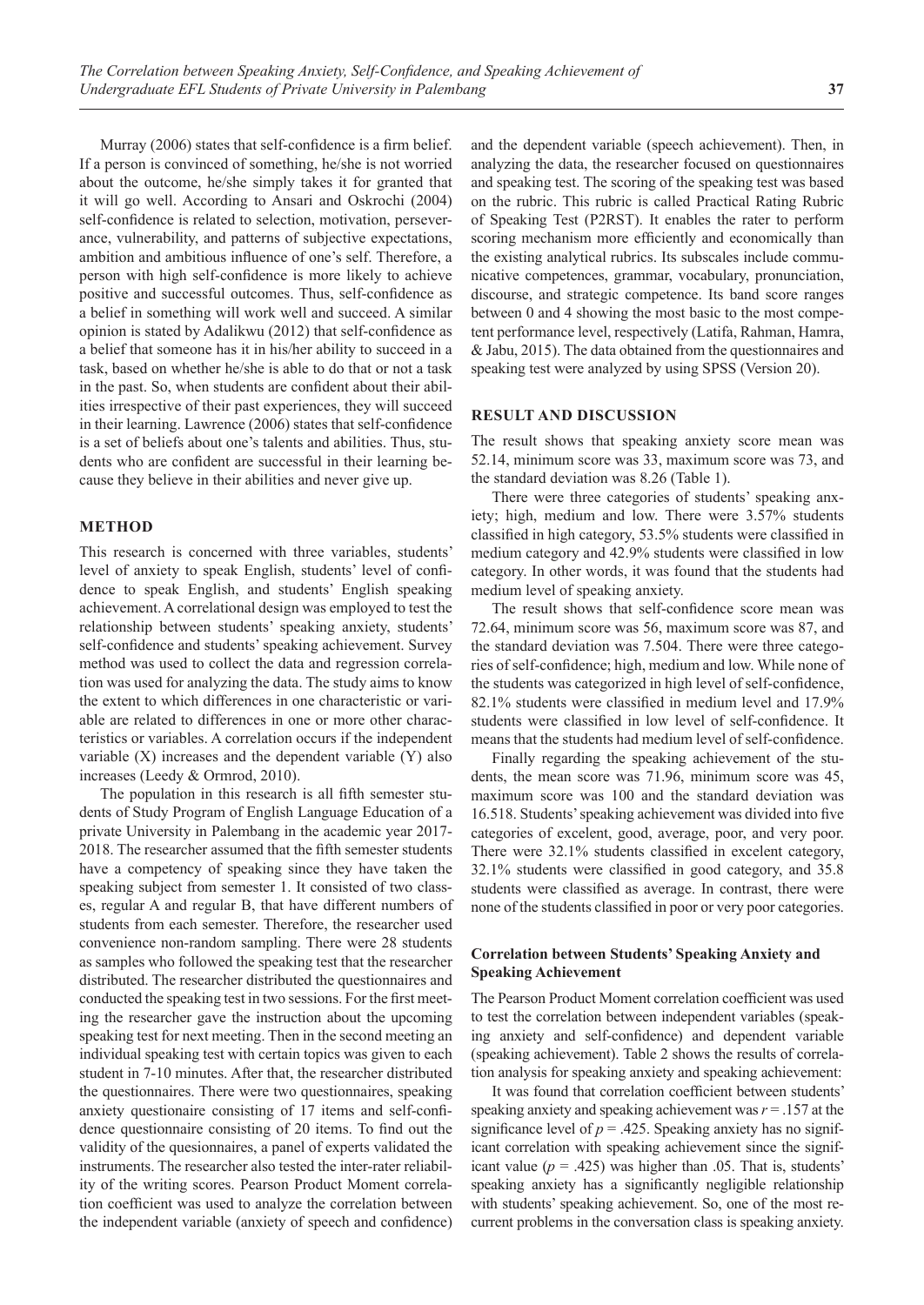Murray (2006) states that self-confidence is a firm belief. If a person is convinced of something, he/she is not worried about the outcome, he/she simply takes it for granted that it will go well. According to Ansari and Oskrochi (2004) self-confidence is related to selection, motivation, perseverance, vulnerability, and patterns of subjective expectations, ambition and ambitious influence of one's self. Therefore, a person with high self-confidence is more likely to achieve positive and successful outcomes. Thus, self-confidence as a belief in something will work well and succeed. A similar opinion is stated by Adalikwu (2012) that self-confidence as a belief that someone has it in his/her ability to succeed in a task, based on whether he/she is able to do that or not a task in the past. So, when students are confident about their abilities irrespective of their past experiences, they will succeed in their learning. Lawrence (2006) states that self-confidence is a set of beliefs about one's talents and abilities. Thus, students who are confident are successful in their learning because they believe in their abilities and never give up.

## METHOD

This research is concerned with three variables, students' level of anxiety to speak English, students' level of confidence to speak English, and students' English speaking achievement. A correlational design was employed to test the relationship between students' speaking anxiety, students' self-confidence and students' speaking achievement. Survey method was used to collect the data and regression correlation was used for analyzing the data. The study aims to know the extent to which differences in one characteristic or variable are related to differences in one or more other characteristics or variables. A correlation occurs if the independent variable (X) increases and the dependent variable (Y) also increases (Leedy & Ormrod, 2010).

The population in this research is all fifth semester students of Study Program of English Language Education of a private University in Palembang in the academic year 2017-2018. The researcher assumed that the fifth semester students have a competency of speaking since they have taken the speaking subject from semester 1. It consisted of two classes, regular A and regular B, that have different numbers of students from each semester. Therefore, the researcher used convenience non-random sampling. There were 28 students as samples who followed the speaking test that the researcher distributed. The researcher distributed the questionnaires and conducted the speaking test in two sessions. For the first meeting the researcher gave the instruction about the upcoming speaking test for next meeting. Then in the second meeting an individual speaking test with certain topics was given to each student in 7-10 minutes. After that, the researcher distributed the questionnaires. There were two questionnaires, speaking anxiety questionaire consisting of 17 items and self-confidence questionnaire consisting of 20 items. To find out the validity of the quesionnaires, a panel of experts validated the instruments. The researcher also tested the inter-rater reliability of the writing scores. Pearson Product Moment correlation coefficient was used to analyze the correlation between the independent variable (anxiety of speech and confidence) and the dependent variable (speech achievement). Then, in analyzing the data, the researcher focused on questionnaires and speaking test. The scoring of the speaking test was based on the rubric. This rubric is called Practical Rating Rubric of Speaking Test (P2RST). It enables the rater to perform scoring mechanism more efficiently and economically than the existing analytical rubrics. Its subscales include communicative competences, grammar, vocabulary, pronunciation, discourse, and strategic competence. Its band score ranges between 0 and 4 showing the most basic to the most competent performance level, respectively (Latifa, Rahman, Hamra, & Jabu, 2015). The data obtained from the questionnaires and speaking test were analyzed by using SPSS (Version 20).

## RESULT AND DISCUSSION

The result shows that speaking anxiety score mean was 52.14, minimum score was 33, maximum score was 73, and the standard deviation was 8.26 (Table 1).

There were three categories of students' speaking anxiety; high, medium and low. There were 3.57% students classified in high category, 53.5% students were classified in medium category and 42.9% students were classified in low category. In other words, it was found that the students had medium level of speaking anxiety.

The result shows that self-confidence score mean was 72.64, minimum score was 56, maximum score was 87, and the standard deviation was 7.504. There were three categories of self-confidence; high, medium and low. While none of the students was categorized in high level of self-confidence, 82.1% students were classified in medium level and 17.9% students were classified in low level of self-confidence. It means that the students had medium level of self-confidence.

Finally regarding the speaking achievement of the students, the mean score was 71.96, minimum score was 45, maximum score was 100 and the standard deviation was 16.518. Students' speaking achievement was divided into five categories of excelent, good, average, poor, and very poor. There were 32.1% students classified in excelent category, 32.1% students were classified in good category, and 35.8 students were classified as average. In contrast, there were none of the students classified in poor or very poor categories.

### Correlation between Students' Speaking Anxiety and Speaking Achievement

The Pearson Product Moment correlation coefficient was used to test the correlation between independent variables (speaking anxiety and self-confidence) and dependent variable (speaking achievement). Table 2 shows the results of correlation analysis for speaking anxiety and speaking achievement:

It was found that correlation coefficient between students' speaking anxiety and speaking achievement was $r = .157$ at the significance level of $p = .425$. Speaking anxiety has no significant correlation with speaking achievement since the significant value ($p = .425$) was higher than .05. That is, students' speaking anxiety has a significantly negligible relationship with students' speaking achievement. So, one of the most recurrent problems in the conversation class is speaking anxiety.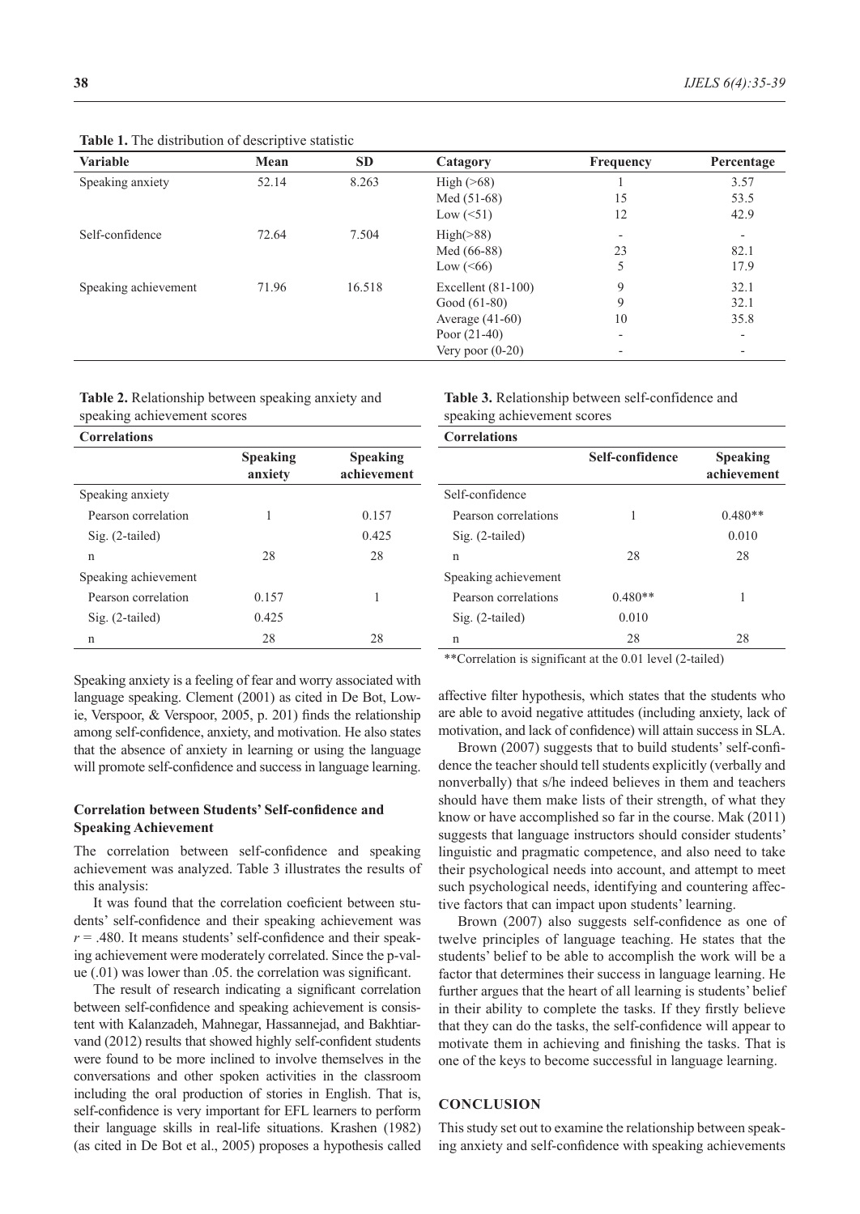**Table 1.** The distribution of descriptive statistic

| Variable | Mean | SD | Catagory | Frequency | Percentage |
|---|---|---|---|---|---|
| Speaking anxiety | 52.14 | 8.263 | High (>68) | 1 | 3.57 |
| | | | Med (51-68) | 15 | 53.5 |
| | | | Low (<51) | 12 | 42.9 |
| Self-confidence | 72.64 | 7.504 | High(>88) | - | - |
| | | | Med (66-88) | 23 | 82.1 |
| | | | Low (<66) | 5 | 17.9 |
| Speaking achievement | 71.96 | 16.518 | Excellent (81-100) | 9 | 32.1 |
| | | | Good (61-80) | 9 | 32.1 |
| | | | Average (41-60) | 10 | 35.8 |
| | | | Poor (21-40) | - | - |
| | | | Very poor (0-20) | - | - |

**Table 2.** Relationship between speaking anxiety and speaking achievement scores

| Correlations | Speaking anxiety | Speaking achievement |
|---|---|---|
| Speaking anxiety | | |
| Pearson correlation | 1 | 0.157 |
| Sig. (2-tailed) | | 0.425 |
| n | 28 | 28 |
| Speaking achievement | | |
| Pearson correlation | 0.157 | 1 |
| Sig. (2-tailed) | 0.425 | |
| n | 28 | 28 |

**Table 3.** Relationship between self-confidence and speaking achievement scores

| Correlations | Self-confidence | Speaking achievement |
|---|---|---|
| Self-confidence | | |
| Pearson correlations | 1 | 0.480** |
| Sig. (2-tailed) | | 0.010 |
| n | 28 | 28 |
| Speaking achievement | | |
| Pearson correlations | 0.480** | 1 |
| Sig. (2-tailed) | 0.010 | |
| n | 28 | 28 |

**Correlation is significant at the 0.01 level (2-tailed)

Speaking anxiety is a feeling of fear and worry associated with language speaking. Clement (2001) as cited in De Bot, Lowie, Verspoor, & Verspoor, 2005, p. 201) finds the relationship among self-confidence, anxiety, and motivation. He also states that the absence of anxiety in learning or using the language will promote self-confidence and success in language learning.

### Correlation between Students' Self-confidence and Speaking Achievement

The correlation between self-confidence and speaking achievement was analyzed. Table 3 illustrates the results of this analysis:

It was found that the correlation coeficient between students' self-confidence and their speaking achievement was $r = .480$. It means students' self-confidence and their speaking achievement were moderately correlated. Since the p-value (.01) was lower than .05. the correlation was significant.

The result of research indicating a significant correlation between self-confidence and speaking achievement is consistent with Kalanzadeh, Mahnegar, Hassannejad, and Bakhtiarvand (2012) results that showed highly self-confident students were found to be more inclined to involve themselves in the conversations and other spoken activities in the classroom including the oral production of stories in English. That is, self-confidence is very important for EFL learners to perform their language skills in real-life situations. Krashen (1982) (as cited in De Bot et al., 2005) proposes a hypothesis called affective filter hypothesis, which states that the students who are able to avoid negative attitudes (including anxiety, lack of motivation, and lack of confidence) will attain success in SLA.

Brown (2007) suggests that to build students' self-confidence the teacher should tell students explicitly (verbally and nonverbally) that s/he indeed believes in them and teachers should have them make lists of their strength, of what they know or have accomplished so far in the course. Mak (2011) suggests that language instructors should consider students' linguistic and pragmatic competence, and also need to take their psychological needs into account, and attempt to meet such psychological needs, identifying and countering affective factors that can impact upon students' learning.

Brown (2007) also suggests self-confidence as one of twelve principles of language teaching. He states that the students' belief to be able to accomplish the work will be a factor that determines their success in language learning. He further argues that the heart of all learning is students' belief in their ability to complete the tasks. If they firstly believe that they can do the tasks, the self-confidence will appear to motivate them in achieving and finishing the tasks. That is one of the keys to become successful in language learning.

## CONCLUSION

This study set out to examine the relationship between speaking anxiety and self-confidence with speaking achievements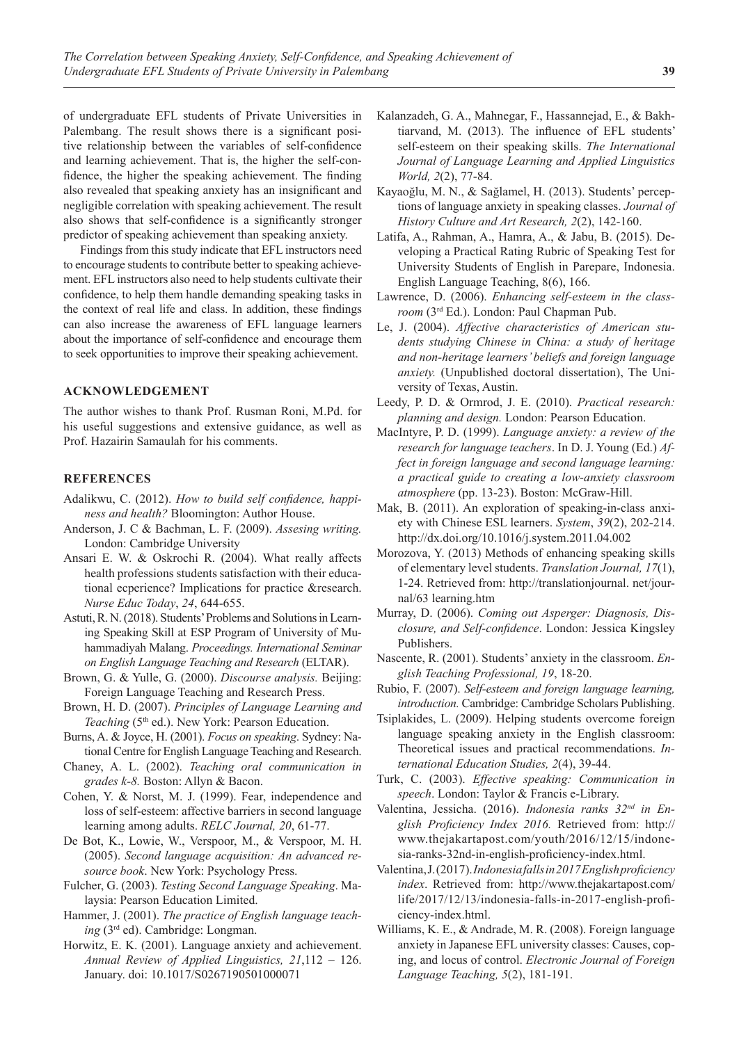of undergraduate EFL students of Private Universities in Palembang. The result shows there is a significant positive relationship between the variables of self-confidence and learning achievement. That is, the higher the self-confidence, the higher the speaking achievement. The finding also revealed that speaking anxiety has an insignificant and negligible correlation with speaking achievement. The result also shows that self-confidence is a significantly stronger predictor of speaking achievement than speaking anxiety.

Findings from this study indicate that EFL instructors need to encourage students to contribute better to speaking achievement. EFL instructors also need to help students cultivate their confidence, to help them handle demanding speaking tasks in the context of real life and class. In addition, these findings can also increase the awareness of EFL language learners about the importance of self-confidence and encourage them to seek opportunities to improve their speaking achievement.

## ACKNOWLEDGEMENT

The author wishes to thank Prof. Rusman Roni, M.Pd. for his useful suggestions and extensive guidance, as well as Prof. Hazairin Samaulah for his comments.

## REFERENCES

Adalikwu, C. (2012). *How to build self confidence, happiness and health?* Bloomington: Author House.

Anderson, J. C & Bachman, L. F. (2009). *Assesing writing.* London: Cambridge University

Ansari E. W. & Oskrochi R. (2004). What really affects health professions students satisfaction with their educational ecperience? Implications for practice &research. *Nurse Educ Today*, *24*, 644-655.

Astuti, R. N. (2018). Students' Problems and Solutions in Learning Speaking Skill at ESP Program of University of Muhammadiyah Malang. *Proceedings. International Seminar on English Language Teaching and Research* (ELTAR).

Brown, G. & Yulle, G. (2000). *Discourse analysis.* Beijing: Foreign Language Teaching and Research Press.

Brown, H. D. (2007). *Principles of Language Learning and Teaching* (5th ed.). New York: Pearson Education.

Burns, A. & Joyce, H. (2001). *Focus on speaking*. Sydney: National Centre for English Language Teaching and Research.

Chaney, A. L. (2002). *Teaching oral communication in grades k-8.* Boston: Allyn & Bacon.

Cohen, Y. & Norst, M. J. (1999). Fear, independence and loss of self-esteem: affective barriers in second language learning among adults. *RELC Journal, 20*, 61-77.

De Bot, K., Lowie, W., Verspoor, M., & Verspoor, M. H. (2005). *Second language acquisition: An advanced resource book*. New York: Psychology Press.

Fulcher, G. (2003). *Testing Second Language Speaking*. Malaysia: Pearson Education Limited.

Hammer, J. (2001). *The practice of English language teaching* (3rd ed). Cambridge: Longman.

Horwitz, E. K. (2001). Language anxiety and achievement. *Annual Review of Applied Linguistics, 21*,112 – 126. January. doi: 10.1017/S0267190501000071

Kalanzadeh, G. A., Mahnegar, F., Hassannejad, E., & Bakhtiarvand, M. (2013). The influence of EFL students' self-esteem on their speaking skills. *The International Journal of Language Learning and Applied Linguistics World, 2*(2), 77-84.

Kayaoğlu, M. N., & Sağlamel, H. (2013). Students' perceptions of language anxiety in speaking classes. *Journal of History Culture and Art Research, 2*(2), 142-160.

Latifa, A., Rahman, A., Hamra, A., & Jabu, B. (2015). Developing a Practical Rating Rubric of Speaking Test for University Students of English in Parepare, Indonesia. English Language Teaching, 8(6), 166.

Lawrence, D. (2006). *Enhancing self-esteem in the classroom* (3rd Ed.). London: Paul Chapman Pub.

Le, J. (2004). *Affective characteristics of American students studying Chinese in China: a study of heritage and non-heritage learners' beliefs and foreign language anxiety.* (Unpublished doctoral dissertation), The University of Texas, Austin.

Leedy, P. D. & Ormrod, J. E. (2010). *Practical research: planning and design.* London: Pearson Education.

MacIntyre, P. D. (1999). *Language anxiety: a review of the research for language teachers*. In D. J. Young (Ed.) *Affect in foreign language and second language learning: a practical guide to creating a low-anxiety classroom atmosphere* (pp. 13-23). Boston: McGraw-Hill.

Mak, B. (2011). An exploration of speaking-in-class anxiety with Chinese ESL learners. *System*, *39*(2), 202-214. http://dx.doi.org/10.1016/j.system.2011.04.002

Morozova, Y. (2013) Methods of enhancing speaking skills of elementary level students. *Translation Journal, 17*(1), 1-24. Retrieved from: http://translationjournal. net/journal/63 learning.htm

Murray, D. (2006). *Coming out Asperger: Diagnosis, Disclosure, and Self-confidence*. London: Jessica Kingsley Publishers.

Nascente, R. (2001). Students' anxiety in the classroom. *English Teaching Professional, 19*, 18-20.

Rubio, F. (2007). *Self-esteem and foreign language learning, introduction.* Cambridge: Cambridge Scholars Publishing.

Tsiplakides, L. (2009). Helping students overcome foreign language speaking anxiety in the English classroom: Theoretical issues and practical recommendations. *International Education Studies, 2*(4), 39-44.

Turk, C. (2003). *Effective speaking: Communication in speech*. London: Taylor & Francis e-Library.

Valentina, Jessicha. (2016). *Indonesia ranks 32nd in English Proficiency Index 2016.* Retrieved from: http://www.thejakartapost.com/youth/2016/12/15/indonesia-ranks-32nd-in-english-proficiency-index.html.

Valentina, J. (2017). *Indonesia falls in 2017 English proficiency index*. Retrieved from: http://www.thejakartapost.com/life/2017/12/13/indonesia-falls-in-2017-english-proficiency-index.html.

Williams, K. E., & Andrade, M. R. (2008). Foreign language anxiety in Japanese EFL university classes: Causes, coping, and locus of control. *Electronic Journal of Foreign Language Teaching, 5*(2), 181-191.